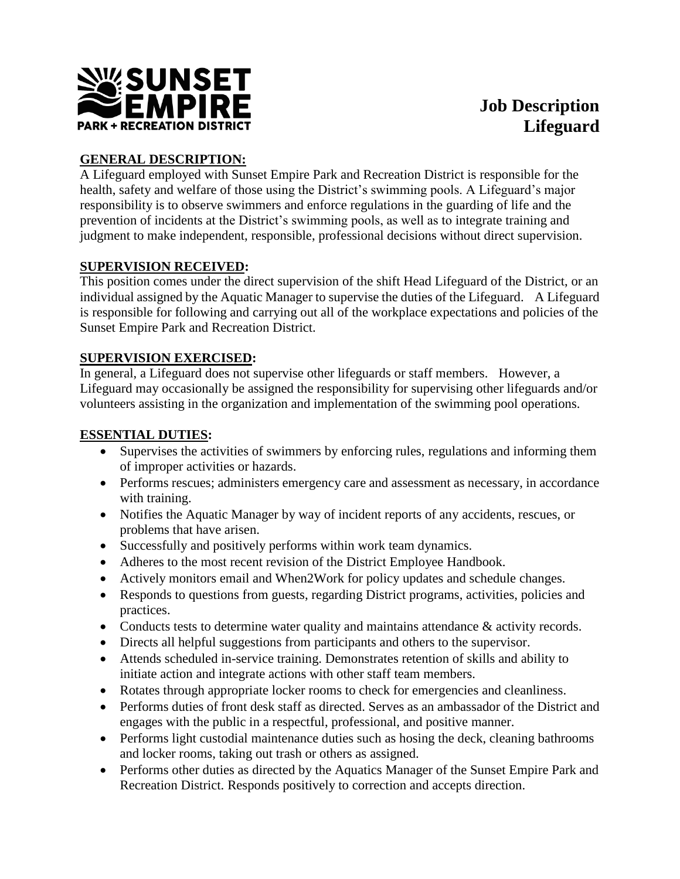SUNSET EMPIRE PARK + RECREATION DISTRICT

# Job Description
# Lifeguard

## GENERAL DESCRIPTION:

A Lifeguard employed with Sunset Empire Park and Recreation District is responsible for the health, safety and welfare of those using the District's swimming pools. A Lifeguard's major responsibility is to observe swimmers and enforce regulations in the guarding of life and the prevention of incidents at the District's swimming pools, as well as to integrate training and judgment to make independent, responsible, professional decisions without direct supervision.

## SUPERVISION RECEIVED:

This position comes under the direct supervision of the shift Head Lifeguard of the District, or an individual assigned by the Aquatic Manager to supervise the duties of the Lifeguard. A Lifeguard is responsible for following and carrying out all of the workplace expectations and policies of the Sunset Empire Park and Recreation District.

## SUPERVISION EXERCISED:

In general, a Lifeguard does not supervise other lifeguards or staff members. However, a Lifeguard may occasionally be assigned the responsibility for supervising other lifeguards and/or volunteers assisting in the organization and implementation of the swimming pool operations.

## ESSENTIAL DUTIES:

- Supervises the activities of swimmers by enforcing rules, regulations and informing them of improper activities or hazards.
- Performs rescues; administers emergency care and assessment as necessary, in accordance with training.
- Notifies the Aquatic Manager by way of incident reports of any accidents, rescues, or problems that have arisen.
- Successfully and positively performs within work team dynamics.
- Adheres to the most recent revision of the District Employee Handbook.
- Actively monitors email and When2Work for policy updates and schedule changes.
- Responds to questions from guests, regarding District programs, activities, policies and practices.
- Conducts tests to determine water quality and maintains attendance & activity records.
- Directs all helpful suggestions from participants and others to the supervisor.
- Attends scheduled in-service training. Demonstrates retention of skills and ability to initiate action and integrate actions with other staff team members.
- Rotates through appropriate locker rooms to check for emergencies and cleanliness.
- Performs duties of front desk staff as directed. Serves as an ambassador of the District and engages with the public in a respectful, professional, and positive manner.
- Performs light custodial maintenance duties such as hosing the deck, cleaning bathrooms and locker rooms, taking out trash or others as assigned.
- Performs other duties as directed by the Aquatics Manager of the Sunset Empire Park and Recreation District. Responds positively to correction and accepts direction.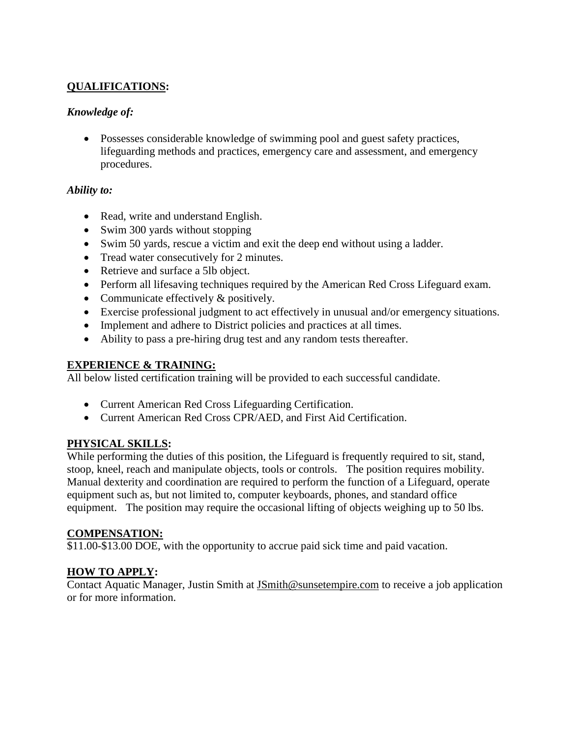## **QUALIFICATIONS:**

***Knowledge of:***

- Possesses considerable knowledge of swimming pool and guest safety practices, lifeguarding methods and practices, emergency care and assessment, and emergency procedures.

***Ability to:***

- Read, write and understand English.
- Swim 300 yards without stopping
- Swim 50 yards, rescue a victim and exit the deep end without using a ladder.
- Tread water consecutively for 2 minutes.
- Retrieve and surface a 5lb object.
- Perform all lifesaving techniques required by the American Red Cross Lifeguard exam.
- Communicate effectively & positively.
- Exercise professional judgment to act effectively in unusual and/or emergency situations.
- Implement and adhere to District policies and practices at all times.
- Ability to pass a pre-hiring drug test and any random tests thereafter.

## **EXPERIENCE & TRAINING:**

All below listed certification training will be provided to each successful candidate.

- Current American Red Cross Lifeguarding Certification.
- Current American Red Cross CPR/AED, and First Aid Certification.

## **PHYSICAL SKILLS:**

While performing the duties of this position, the Lifeguard is frequently required to sit, stand, stoop, kneel, reach and manipulate objects, tools or controls. The position requires mobility. Manual dexterity and coordination are required to perform the function of a Lifeguard, operate equipment such as, but not limited to, computer keyboards, phones, and standard office equipment. The position may require the occasional lifting of objects weighing up to 50 lbs.

## **COMPENSATION:**

$11.00-$13.00 DOE, with the opportunity to accrue paid sick time and paid vacation.

## **HOW TO APPLY:**

Contact Aquatic Manager, Justin Smith at JSmith@sunsetempire.com to receive a job application or for more information.